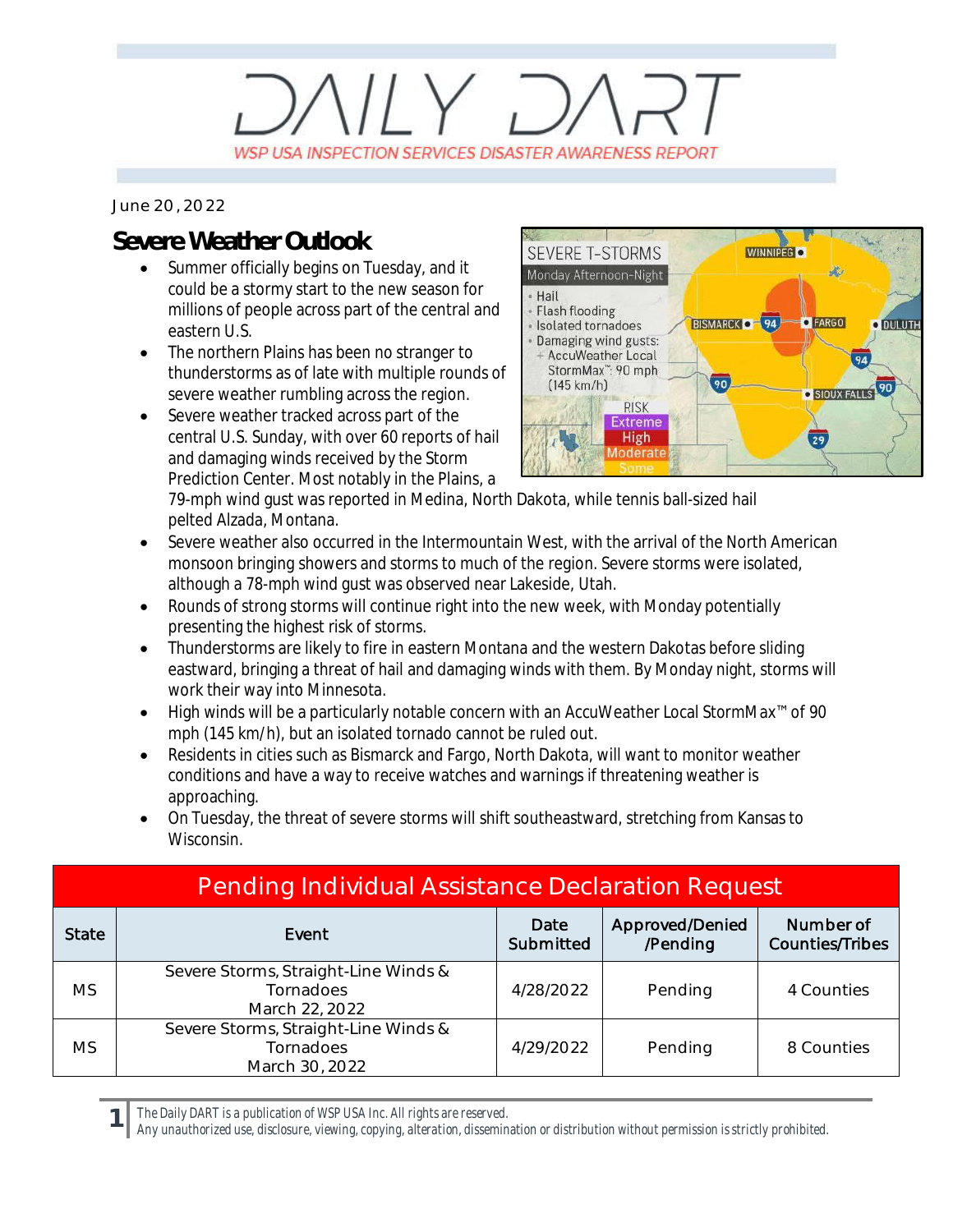# DAILY DART

WSP USA INSPECTION SERVICES DISASTER AWARENESS REPORT

June 20, 2022

## Severe Weather Outlook

- Summer officially begins on Tuesday, and it could be a stormy start to the new season for millions of people across part of the central and eastern U.S.
- The northern Plains has been no stranger to thunderstorms as of late with multiple rounds of severe weather rumbling across the region.
- Severe weather tracked across part of the central U.S. Sunday, with over 60 reports of hail and damaging winds received by the Storm Prediction Center. Most notably in the Plains, a 79-mph wind gust was reported in Medina, North Dakota, while tennis ball-sized hail pelted Alzada, Montana.
- Severe weather also occurred in the Intermountain West, with the arrival of the North American monsoon bringing showers and storms to much of the region. Severe storms were isolated, although a 78-mph wind gust was observed near Lakeside, Utah.
- Rounds of strong storms will continue right into the new week, with Monday potentially presenting the highest risk of storms.
- Thunderstorms are likely to fire in eastern Montana and the western Dakotas before sliding eastward, bringing a threat of hail and damaging winds with them. By Monday night, storms will work their way into Minnesota.
- High winds will be a particularly notable concern with an AccuWeather Local StormMax™ of 90 mph (145 km/h), but an isolated tornado cannot be ruled out.
- Residents in cities such as Bismarck and Fargo, North Dakota, will want to monitor weather conditions and have a way to receive watches and warnings if threatening weather is approaching.
- On Tuesday, the threat of severe storms will shift southeastward, stretching from Kansas to Wisconsin.

## Pending Individual Assistance Declaration Request

| State | Event | Date Submitted | Approved/Denied /Pending | Number of Counties/Tribes |
|---|---|---|---|---|
| MS | Severe Storms, Straight-Line Winds & Tornadoes March 22, 2022 | 4/28/2022 | Pending | 4 Counties |
| MS | Severe Storms, Straight-Line Winds & Tornadoes March 30, 2022 | 4/29/2022 | Pending | 8 Counties |

*The Daily DART is a publication of WSP USA Inc. All rights are reserved.*
*Any unauthorized use, disclosure, viewing, copying, alteration, dissemination or distribution without permission is strictly prohibited.*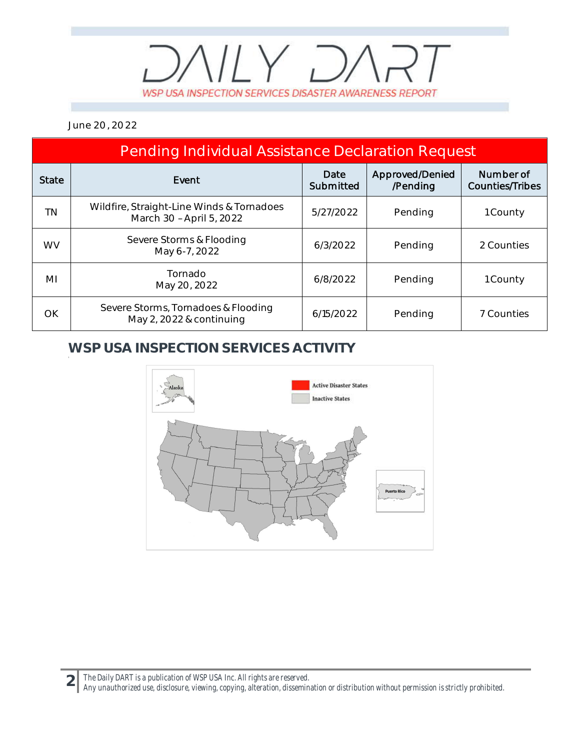# DAILY DART

WSP USA INSPECTION SERVICES DISASTER AWARENESS REPORT

June 20, 2022

## Pending Individual Assistance Declaration Request

| State | Event | Date Submitted | Approved/Denied /Pending | Number of Counties/Tribes |
|---|---|---|---|---|
| TN | Wildfire, Straight-Line Winds & Tornadoes March 30 – April 5, 2022 | 5/27/2022 | Pending | 1 County |
| WV | Severe Storms & Flooding May 6-7, 2022 | 6/3/2022 | Pending | 2 Counties |
| MI | Tornado May 20, 2022 | 6/8/2022 | Pending | 1 County |
| OK | Severe Storms, Tornadoes & Flooding May 2, 2022 & continuing | 6/15/2022 | Pending | 7 Counties |

## WSP USA INSPECTION SERVICES ACTIVITY

Alaska

Active Disaster States

Inactive States

Puerto Rico

The Daily DART is a publication of WSP USA Inc. All rights are reserved.
Any unauthorized use, disclosure, viewing, copying, alteration, dissemination or distribution without permission is strictly prohibited.